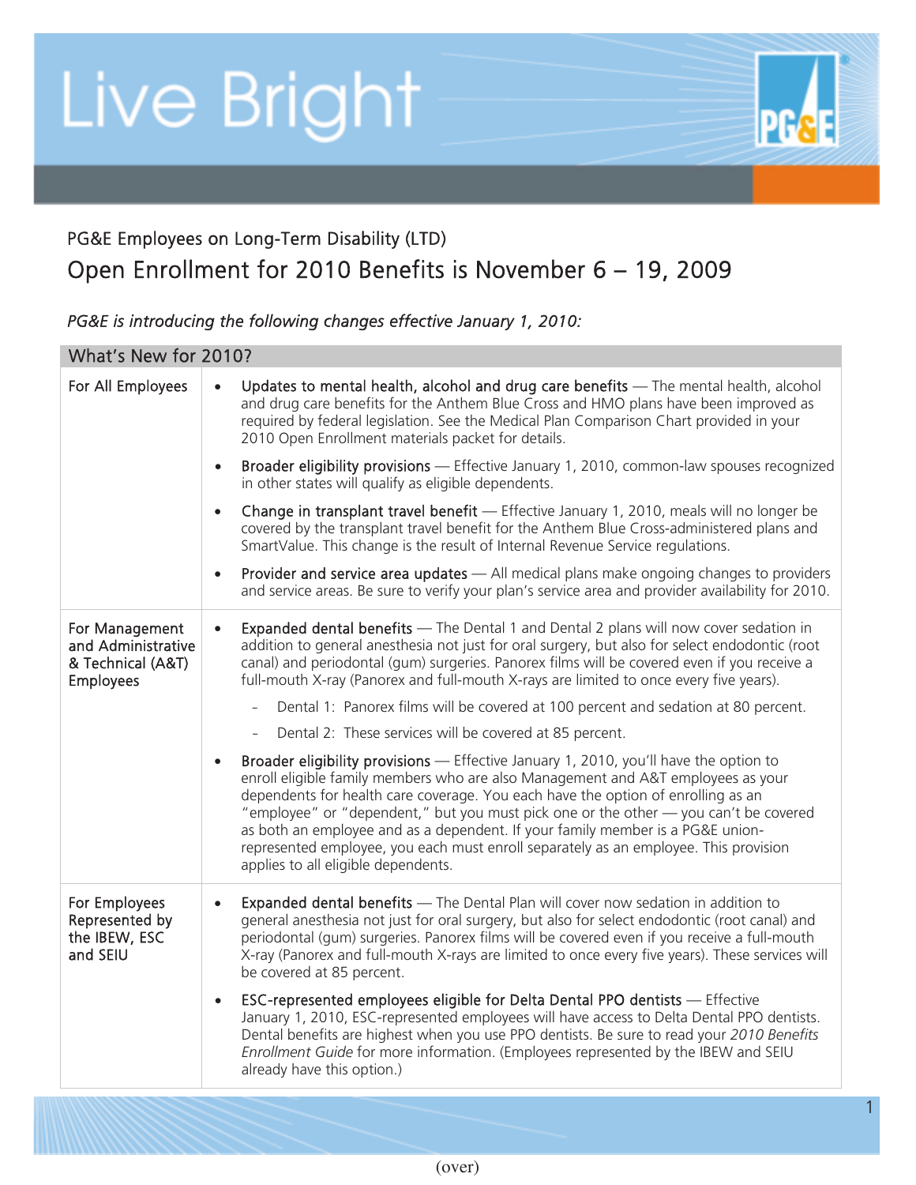# Live Bright

PG&E Employees on Long-Term Disability (LTD)

## Open Enrollment for 2010 Benefits is November 6 – 19, 2009

*PG&E is introducing the following changes effective January 1, 2010:*

| What's New for 2010? | |
|---|---|
| For All Employees | • Updates to mental health, alcohol and drug care benefits — The mental health, alcohol and drug care benefits for the Anthem Blue Cross and HMO plans have been improved as required by federal legislation. See the Medical Plan Comparison Chart provided in your 2010 Open Enrollment materials packet for details.<br><br>• Broader eligibility provisions — Effective January 1, 2010, common-law spouses recognized in other states will qualify as eligible dependents.<br><br>• Change in transplant travel benefit — Effective January 1, 2010, meals will no longer be covered by the transplant travel benefit for the Anthem Blue Cross-administered plans and SmartValue. This change is the result of Internal Revenue Service regulations.<br><br>• Provider and service area updates — All medical plans make ongoing changes to providers and service areas. Be sure to verify your plan's service area and provider availability for 2010. |
| For Management and Administrative & Technical (A&T) Employees | • Expanded dental benefits — The Dental 1 and Dental 2 plans will now cover sedation in addition to general anesthesia not just for oral surgery, but also for select endodontic (root canal) and periodontal (gum) surgeries. Panorex films will be covered even if you receive a full-mouth X-ray (Panorex and full-mouth X-rays are limited to once every five years).<br>  - Dental 1: Panorex films will be covered at 100 percent and sedation at 80 percent.<br>  - Dental 2: These services will be covered at 85 percent.<br><br>• Broader eligibility provisions — Effective January 1, 2010, you'll have the option to enroll eligible family members who are also Management and A&T employees as your dependents for health care coverage. You each have the option of enrolling as an "employee" or "dependent," but you must pick one or the other — you can't be covered as both an employee and as a dependent. If your family member is a PG&E union-represented employee, you each must enroll separately as an employee. This provision applies to all eligible dependents. |
| For Employees Represented by the IBEW, ESC and SEIU | • Expanded dental benefits — The Dental Plan will cover now sedation in addition to general anesthesia not just for oral surgery, but also for select endodontic (root canal) and periodontal (gum) surgeries. Panorex films will be covered even if you receive a full-mouth X-ray (Panorex and full-mouth X-rays are limited to once every five years). These services will be covered at 85 percent.<br><br>• ESC-represented employees eligible for Delta Dental PPO dentists — Effective January 1, 2010, ESC-represented employees will have access to Delta Dental PPO dentists. Dental benefits are highest when you use PPO dentists. Be sure to read your *2010 Benefits Enrollment Guide* for more information. (Employees represented by the IBEW and SEIU already have this option.) |

(over)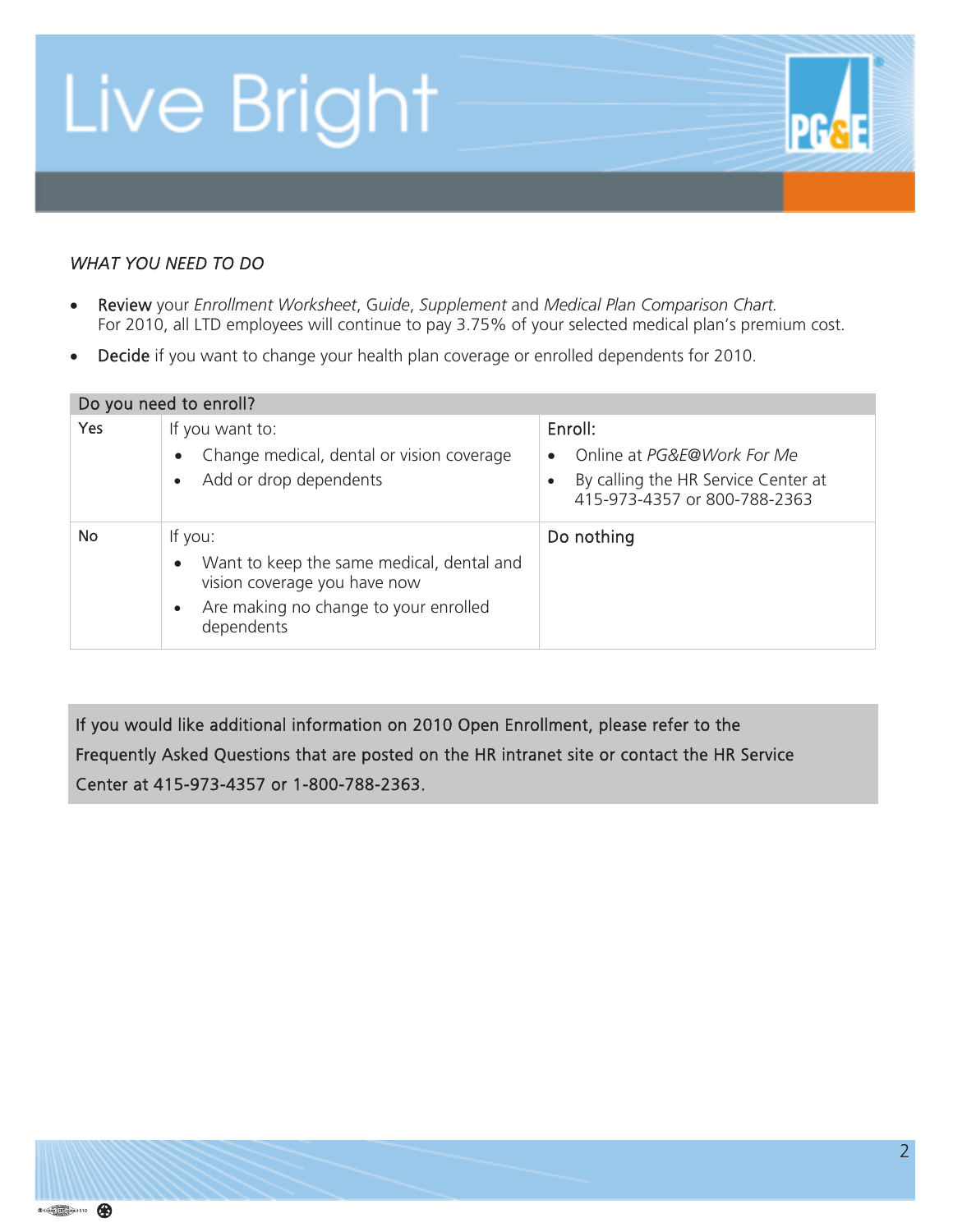*WHAT YOU NEED TO DO*

- Review your *Enrollment Worksheet*, Guide, *Supplement* and *Medical Plan Comparison Chart.* For 2010, all LTD employees will continue to pay 3.75% of your selected medical plan's premium cost.
- Decide if you want to change your health plan coverage or enrolled dependents for 2010.

| Do you need to enroll? | | |
|---|---|---|
| Yes | If you want to:<br>• Change medical, dental or vision coverage<br>• Add or drop dependents | Enroll:<br>• Online at *PG&E@Work For Me*<br>• By calling the HR Service Center at 415-973-4357 or 800-788-2363 |
| No | If you:<br>• Want to keep the same medical, dental and vision coverage you have now<br>• Are making no change to your enrolled dependents | Do nothing |

If you would like additional information on 2010 Open Enrollment, please refer to the Frequently Asked Questions that are posted on the HR intranet site or contact the HR Service Center at 415-973-4357 or 1-800-788-2363.